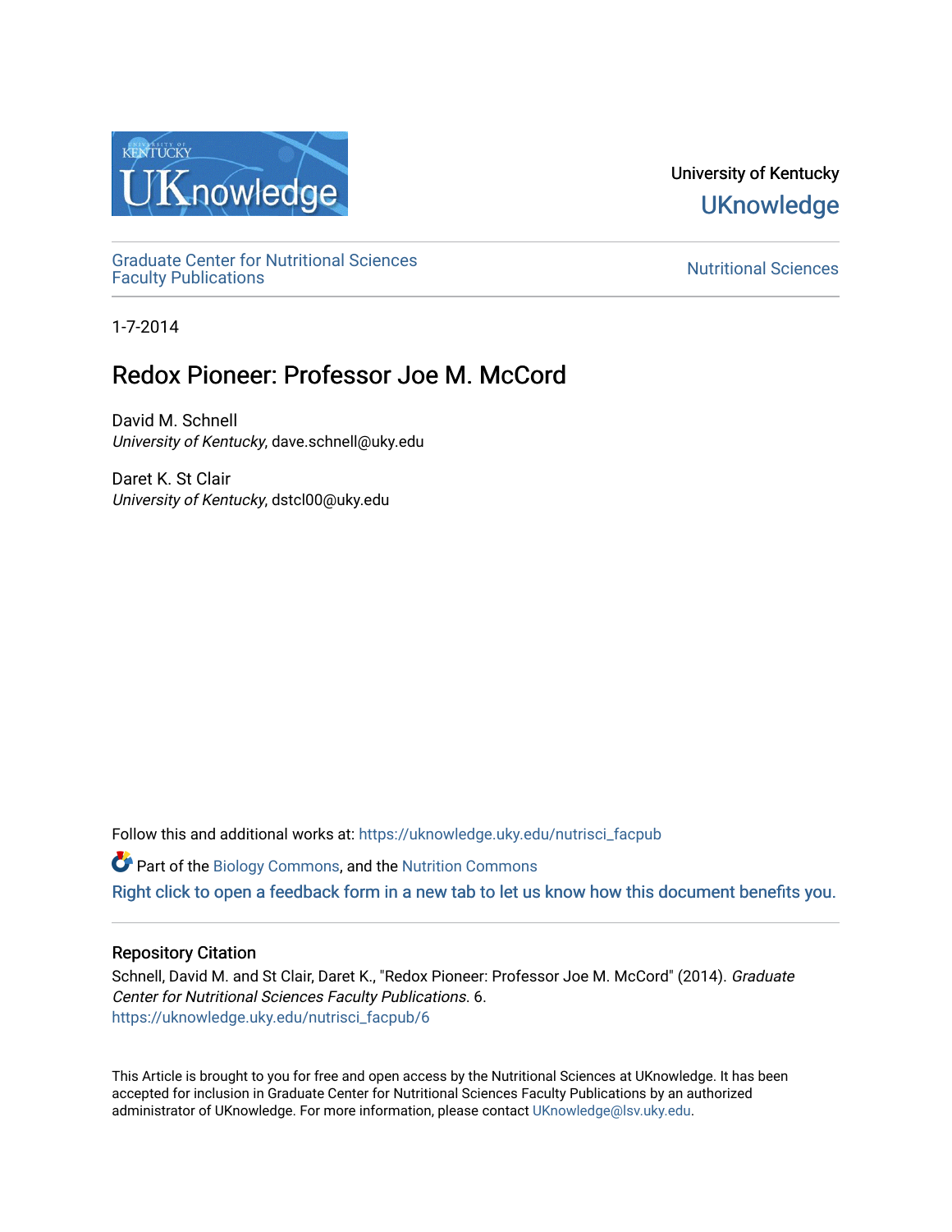University of Kentucky

UKnowledge

Graduate Center for Nutritional Sciences Faculty Publications

Nutritional Sciences

1-7-2014

# Redox Pioneer: Professor Joe M. McCord

David M. Schnell
*University of Kentucky*, dave.schnell@uky.edu

Daret K. St Clair
*University of Kentucky*, dstcl00@uky.edu

Follow this and additional works at: https://uknowledge.uky.edu/nutrisci_facpub

Part of the Biology Commons, and the Nutrition Commons

Right click to open a feedback form in a new tab to let us know how this document benefits you.

## Repository Citation

Schnell, David M. and St Clair, Daret K., "Redox Pioneer: Professor Joe M. McCord" (2014). *Graduate Center for Nutritional Sciences Faculty Publications*. 6.
https://uknowledge.uky.edu/nutrisci_facpub/6

This Article is brought to you for free and open access by the Nutritional Sciences at UKnowledge. It has been accepted for inclusion in Graduate Center for Nutritional Sciences Faculty Publications by an authorized administrator of UKnowledge. For more information, please contact UKnowledge@lsv.uky.edu.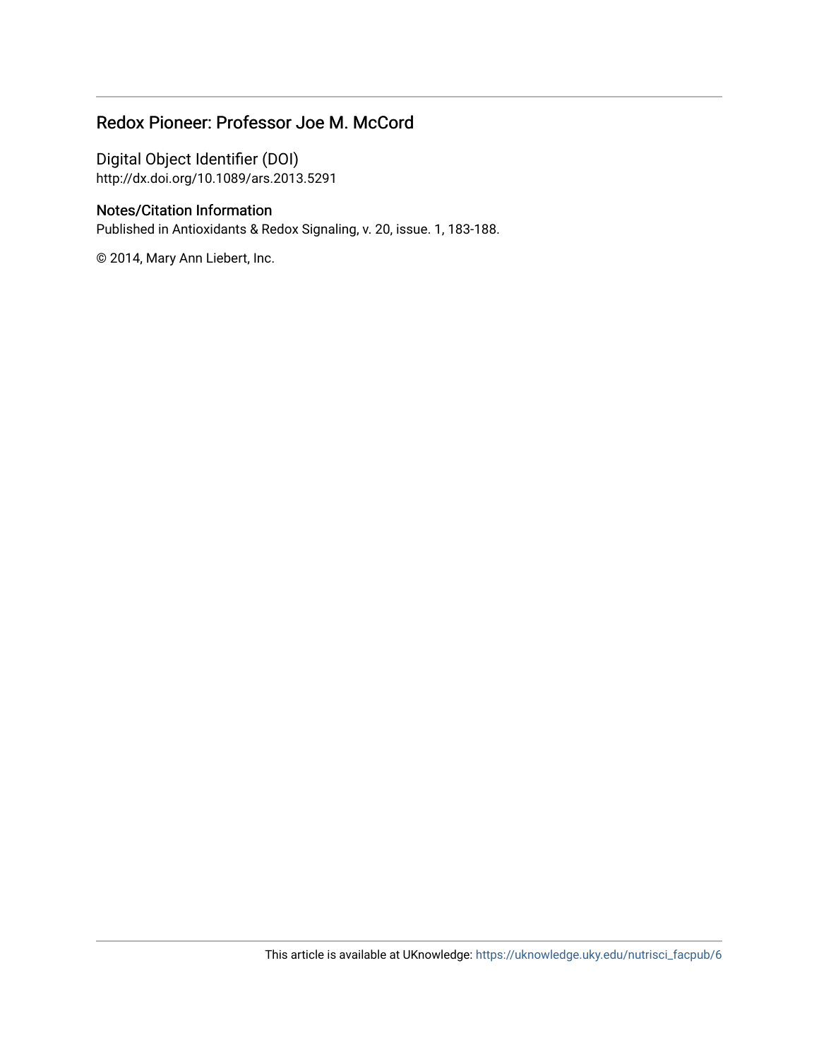## Redox Pioneer: Professor Joe M. McCord

### Digital Object Identifier (DOI)

http://dx.doi.org/10.1089/ars.2013.5291

### Notes/Citation Information

Published in Antioxidants & Redox Signaling, v. 20, issue. 1, 183-188.

© 2014, Mary Ann Liebert, Inc.

This article is available at UKnowledge: https://uknowledge.uky.edu/nutrisci_facpub/6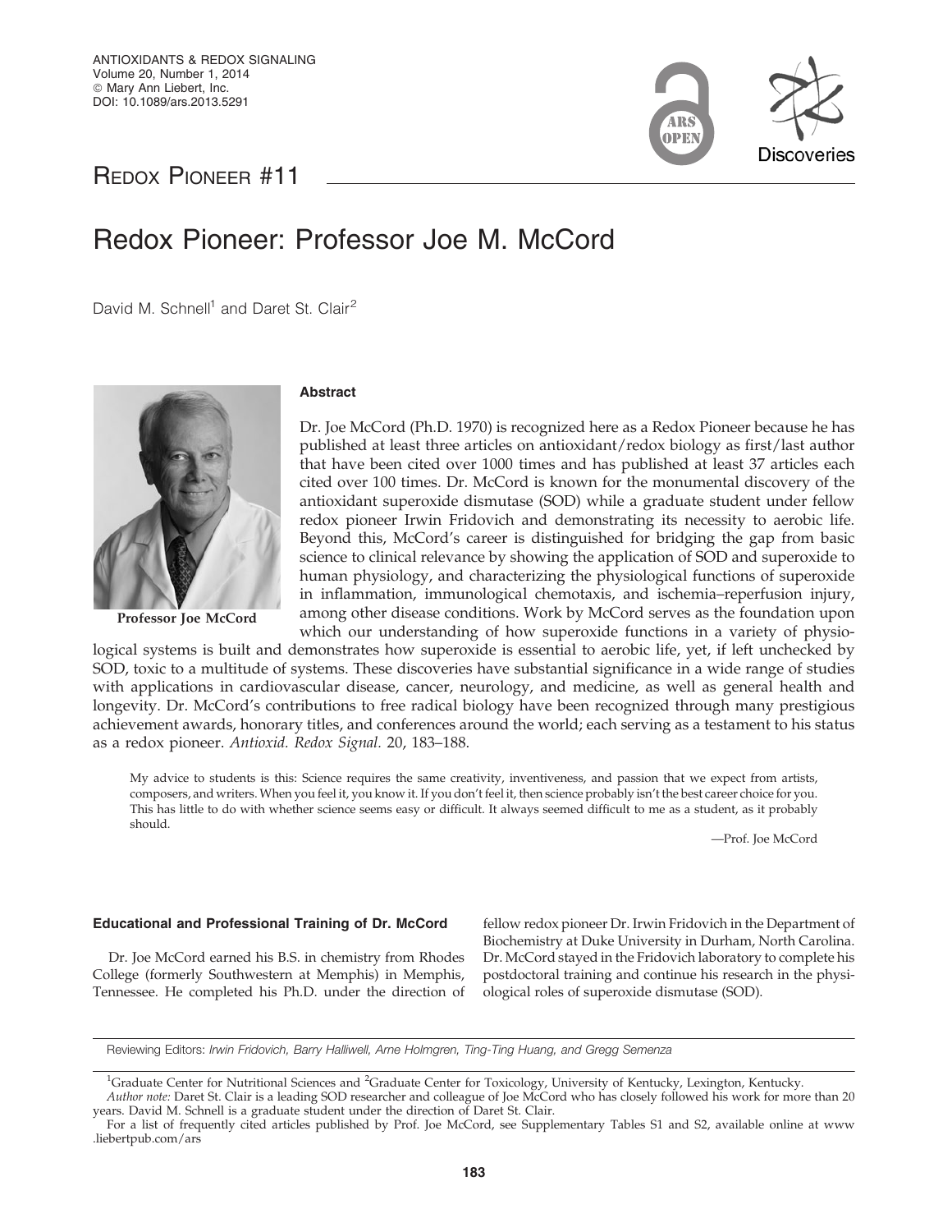Redox Pioneer #11

# Redox Pioneer: Professor Joe M. McCord

David M. Schnell[1] and Daret St. Clair[2]

Professor Joe McCord

### Abstract

Dr. Joe McCord (Ph.D. 1970) is recognized here as a Redox Pioneer because he has published at least three articles on antioxidant/redox biology as first/last author that have been cited over 1000 times and has published at least 37 articles each cited over 100 times. Dr. McCord is known for the monumental discovery of the antioxidant superoxide dismutase (SOD) while a graduate student under fellow redox pioneer Irwin Fridovich and demonstrating its necessity to aerobic life. Beyond this, McCord's career is distinguished for bridging the gap from basic science to clinical relevance by showing the application of SOD and superoxide to human physiology, and characterizing the physiological functions of superoxide in inflammation, immunological chemotaxis, and ischemia–reperfusion injury, among other disease conditions. Work by McCord serves as the foundation upon which our understanding of how superoxide functions in a variety of physiological systems is built and demonstrates how superoxide is essential to aerobic life, yet, if left unchecked by SOD, toxic to a multitude of systems. These discoveries have substantial significance in a wide range of studies with applications in cardiovascular disease, cancer, neurology, and medicine, as well as general health and longevity. Dr. McCord's contributions to free radical biology have been recognized through many prestigious achievement awards, honorary titles, and conferences around the world; each serving as a testament to his status as a redox pioneer. *Antioxid. Redox Signal.* 20, 183–188.

> My advice to students is this: Science requires the same creativity, inventiveness, and passion that we expect from artists, composers, and writers. When you feel it, you know it. If you don't feel it, then science probably isn't the best career choice for you. This has little to do with whether science seems easy or difficult. It always seemed difficult to me as a student, as it probably should.
>
> —Prof. Joe McCord

### Educational and Professional Training of Dr. McCord

Dr. Joe McCord earned his B.S. in chemistry from Rhodes College (formerly Southwestern at Memphis) in Memphis, Tennessee. He completed his Ph.D. under the direction of fellow redox pioneer Dr. Irwin Fridovich in the Department of Biochemistry at Duke University in Durham, North Carolina. Dr. McCord stayed in the Fridovich laboratory to complete his postdoctoral training and continue his research in the physiological roles of superoxide dismutase (SOD).

Reviewing Editors: *Irwin Fridovich, Barry Halliwell, Arne Holmgren, Ting-Ting Huang, and Gregg Semenza*

[1]Graduate Center for Nutritional Sciences and [2]Graduate Center for Toxicology, University of Kentucky, Lexington, Kentucky.

*Author note:* Daret St. Clair is a leading SOD researcher and colleague of Joe McCord who has closely followed his work for more than 20 years. David M. Schnell is a graduate student under the direction of Daret St. Clair.

For a list of frequently cited articles published by Prof. Joe McCord, see Supplementary Tables S1 and S2, available online at www.liebertpub.com/ars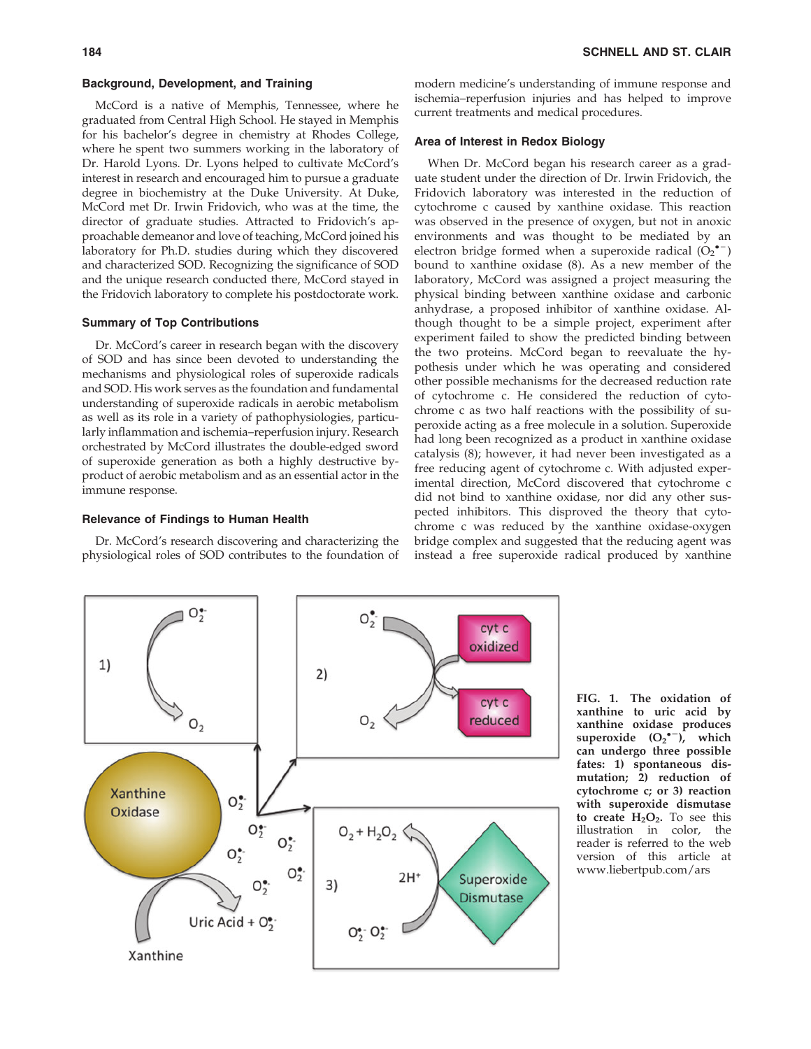### Background, Development, and Training

McCord is a native of Memphis, Tennessee, where he graduated from Central High School. He stayed in Memphis for his bachelor's degree in chemistry at Rhodes College, where he spent two summers working in the laboratory of Dr. Harold Lyons. Dr. Lyons helped to cultivate McCord's interest in research and encouraged him to pursue a graduate degree in biochemistry at the Duke University. At Duke, McCord met Dr. Irwin Fridovich, who was at the time, the director of graduate studies. Attracted to Fridovich's approachable demeanor and love of teaching, McCord joined his laboratory for Ph.D. studies during which they discovered and characterized SOD. Recognizing the significance of SOD and the unique research conducted there, McCord stayed in the Fridovich laboratory to complete his postdoctorate work.

### Summary of Top Contributions

Dr. McCord's career in research began with the discovery of SOD and has since been devoted to understanding the mechanisms and physiological roles of superoxide radicals and SOD. His work serves as the foundation and fundamental understanding of superoxide radicals in aerobic metabolism as well as its role in a variety of pathophysiologies, particularly inflammation and ischemia–reperfusion injury. Research orchestrated by McCord illustrates the double-edged sword of superoxide generation as both a highly destructive byproduct of aerobic metabolism and as an essential actor in the immune response.

### Relevance of Findings to Human Health

Dr. McCord's research discovering and characterizing the physiological roles of SOD contributes to the foundation of modern medicine's understanding of immune response and ischemia–reperfusion injuries and has helped to improve current treatments and medical procedures.

### Area of Interest in Redox Biology

When Dr. McCord began his research career as a graduate student under the direction of Dr. Irwin Fridovich, the Fridovich laboratory was interested in the reduction of cytochrome c caused by xanthine oxidase. This reaction was observed in the presence of oxygen, but not in anoxic environments and was thought to be mediated by an electron bridge formed when a superoxide radical ($O_2^{\bullet -}$) bound to xanthine oxidase (8). As a new member of the laboratory, McCord was assigned a project measuring the physical binding between xanthine oxidase and carbonic anhydrase, a proposed inhibitor of xanthine oxidase. Although thought to be a simple project, experiment after experiment failed to show the predicted binding between the two proteins. McCord began to reevaluate the hypothesis under which he was operating and considered other possible mechanisms for the decreased reduction rate of cytochrome c. He considered the reduction of cytochrome c as two half reactions with the possibility of superoxide acting as a free molecule in a solution. Superoxide had long been recognized as a product in xanthine oxidase catalysis (8); however, it had never been investigated as a free reducing agent of cytochrome c. With adjusted experimental direction, McCord discovered that cytochrome c did not bind to xanthine oxidase, nor did any other suspected inhibitors. This disproved the theory that cytochrome c was reduced by the xanthine oxidase-oxygen bridge complex and suggested that the reducing agent was instead a free superoxide radical produced by xanthine

1)

$O_2^{\bullet -}$

$O_2$

2)

$O_2^{\bullet -}$

cyt c oxidized

cyt c reduced

$O_2$

Xanthine Oxidase

$O_2^{\bullet -}$

Uric Acid + $O_2^{\bullet -}$

Xanthine

3)

$O_2 + H_2O_2$

$2H^+$

Superoxide Dismutase

$O_2^{\bullet -}$ $O_2^{\bullet -}$

**FIG. 1. The oxidation of xanthine to uric acid by xanthine oxidase produces superoxide ($O_2^{\bullet -}$), which can undergo three possible fates: 1) spontaneous dismutation; 2) reduction of cytochrome c; or 3) reaction with superoxide dismutase to create $H_2O_2$.** To see this illustration in color, the reader is referred to the web version of this article at www.liebertpub.com/ars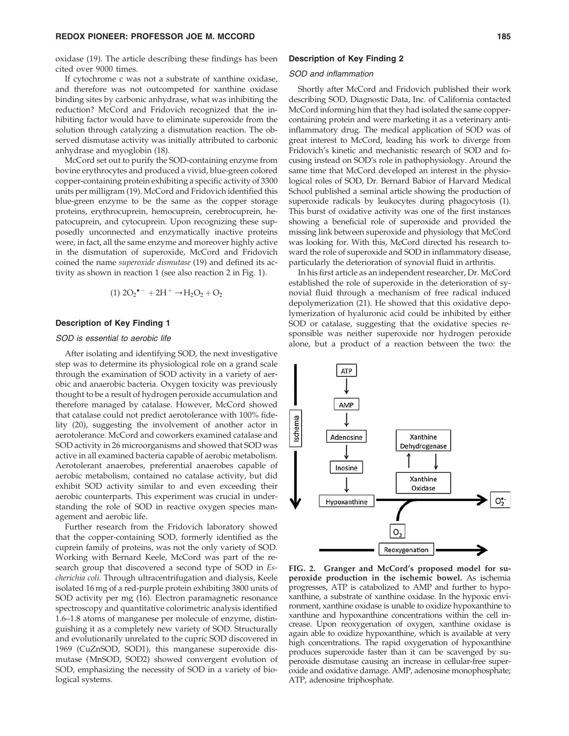oxidase (19). The article describing these findings has been cited over 9000 times.

If cytochrome c was not a substrate of xanthine oxidase, and therefore was not outcompeted for xanthine oxidase binding sites by carbonic anhydrase, what was inhibiting the reduction? McCord and Fridovich recognized that the inhibiting factor would have to eliminate superoxide from the solution through catalyzing a dismutation reaction. The observed dismutase activity was initially attributed to carbonic anhydrase and myoglobin (18).

McCord set out to purify the SOD-containing enzyme from bovine erythrocytes and produced a vivid, blue-green colored copper-containing protein exhibiting a specific activity of 3300 units per milligram (19). McCord and Fridovich identified this blue-green enzyme to be the same as the copper storage proteins, erythrocuprein, hemocuprein, cerebrocuprein, hepatocuprein, and cytocuprein. Upon recognizing these supposedly unconnected and enzymatically inactive proteins were, in fact, all the same enzyme and moreover highly active in the dismutation of superoxide, McCord and Fridovich coined the name *superoxide dismutase* (19) and defined its activity as shown in reaction 1 (see also reaction 2 in Fig. 1).

$$(1)\ 2O_2^{\bullet -} + 2H^+ \rightarrow H_2O_2 + O_2$$

### Description of Key Finding 1

#### *SOD is essential to aerobic life*

After isolating and identifying SOD, the next investigative step was to determine its physiological role on a grand scale through the examination of SOD activity in a variety of aerobic and anaerobic bacteria. Oxygen toxicity was previously thought to be a result of hydrogen peroxide accumulation and therefore managed by catalase. However, McCord showed that catalase could not predict aerotolerance with 100% fidelity (20), suggesting the involvement of another actor in aerotolerance. McCord and coworkers examined catalase and SOD activity in 26 microorganisms and showed that SOD was active in all examined bacteria capable of aerobic metabolism. Aerotolerant anaerobes, preferential anaerobes capable of aerobic metabolism, contained no catalase activity, but did exhibit SOD activity similar to and even exceeding their aerobic counterparts. This experiment was crucial in understanding the role of SOD in reactive oxygen species management and aerobic life.

Further research from the Fridovich laboratory showed that the copper-containing SOD, formerly identified as the cuprein family of proteins, was not the only variety of SOD. Working with Bernard Keele, McCord was part of the research group that discovered a second type of SOD in *Escherichia coli.* Through ultracentrifugation and dialysis, Keele isolated 16 mg of a red-purple protein exhibiting 3800 units of SOD activity per mg (16). Electron paramagnetic resonance spectroscopy and quantitative colorimetric analysis identified 1.6–1.8 atoms of manganese per molecule of enzyme, distinguishing it as a completely new variety of SOD. Structurally and evolutionarily unrelated to the cupric SOD discovered in 1969 (CuZnSOD, SOD1), this manganese superoxide dismutase (MnSOD, SOD2) showed convergent evolution of SOD, emphasizing the necessity of SOD in a variety of biological systems.

### Description of Key Finding 2

#### *SOD and inflammation*

Shortly after McCord and Fridovich published their work describing SOD, Diagnostic Data, Inc. of California contacted McCord informing him that they had isolated the same copper-containing protein and were marketing it as a veterinary anti-inflammatory drug. The medical application of SOD was of great interest to McCord, leading his work to diverge from Fridovich's kinetic and mechanistic research of SOD and focusing instead on SOD's role in pathophysiology. Around the same time that McCord developed an interest in the physiological roles of SOD, Dr. Bernard Babior of Harvard Medical School published a seminal article showing the production of superoxide radicals by leukocytes during phagocytosis (1). This burst of oxidative activity was one of the first instances showing a beneficial role of superoxide and provided the missing link between superoxide and physiology that McCord was looking for. With this, McCord directed his research toward the role of superoxide and SOD in inflammatory disease, particularly the deterioration of synovial fluid in arthritis.

In his first article as an independent researcher, Dr. McCord established the role of superoxide in the deterioration of synovial fluid through a mechanism of free radical induced depolymerization (21). He showed that this oxidative depolymerization of hyaluronic acid could be inhibited by either SOD or catalase, suggesting that the oxidative species responsible was neither superoxide nor hydrogen peroxide alone, but a product of a reaction between the two: the

**FIG. 2. Granger and McCord's proposed model for superoxide production in the ischemic bowel.** As ischemia progresses, ATP is catabolized to AMP and further to hypoxanthine, a substrate of xanthine oxidase. In the hypoxic environment, xanthine oxidase is unable to oxidize hypoxanthine to xanthine and hypoxanthine concentrations within the cell increase. Upon reoxygenation of oxygen, xanthine oxidase is again able to oxidize hypoxanthine, which is available at very high concentrations. The rapid oxygenation of hypoxanthine produces superoxide faster than it can be scavenged by superoxide dismutase causing an increase in cellular-free superoxide and oxidative damage. AMP, adenosine monophosphate; ATP, adenosine triphosphate.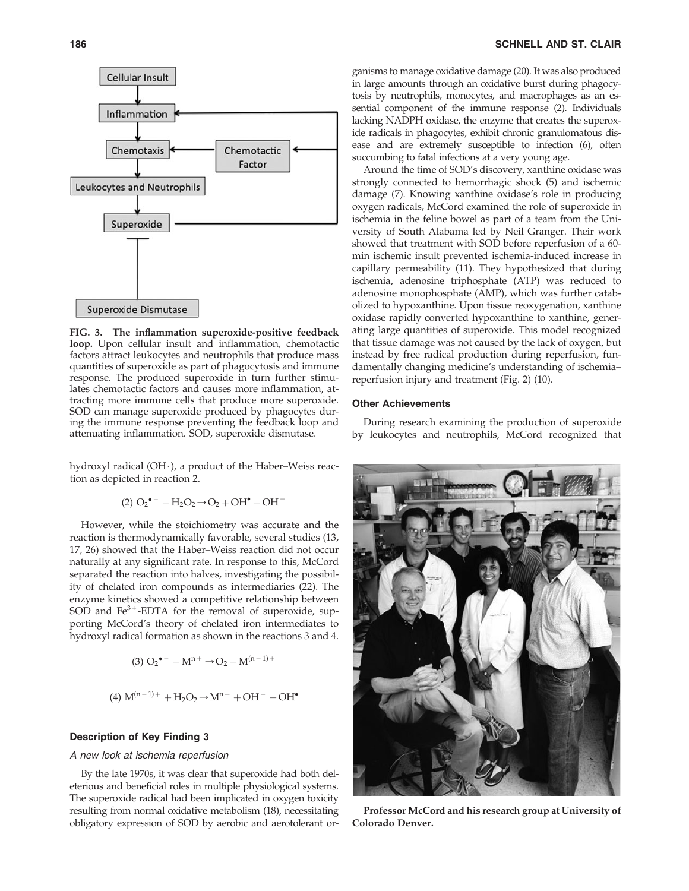FIG. 3. **The inflammation superoxide-positive feedback loop.** Upon cellular insult and inflammation, chemotactic factors attract leukocytes and neutrophils that produce mass quantities of superoxide as part of phagocytosis and immune response. The produced superoxide in turn further stimulates chemotactic factors and causes more inflammation, attracting more immune cells that produce more superoxide. SOD can manage superoxide produced by phagocytes during the immune response preventing the feedback loop and attenuating inflammation. SOD, superoxide dismutase.

hydroxyl radical (OH·), a product of the Haber–Weiss reaction as depicted in reaction 2.

$$(2)\ O_2^{\bullet -} + H_2O_2 \rightarrow O_2 + OH^{\bullet} + OH^{-}$$

However, while the stoichiometry was accurate and the reaction is thermodynamically favorable, several studies (13, 17, 26) showed that the Haber–Weiss reaction did not occur naturally at any significant rate. In response to this, McCord separated the reaction into halves, investigating the possibility of chelated iron compounds as intermediaries (22). The enzyme kinetics showed a competitive relationship between SOD and $Fe^{3+}$-EDTA for the removal of superoxide, supporting McCord's theory of chelated iron intermediates to hydroxyl radical formation as shown in the reactions 3 and 4.

$$(3)\ O_2^{\bullet -} + M^{n+} \rightarrow O_2 + M^{(n-1)+}$$

$$(4)\ M^{(n-1)+} + H_2O_2 \rightarrow M^{n+} + OH^{-} + OH^{\bullet}$$

### Description of Key Finding 3

*A new look at ischemia reperfusion*

By the late 1970s, it was clear that superoxide had both deleterious and beneficial roles in multiple physiological systems. The superoxide radical had been implicated in oxygen toxicity resulting from normal oxidative metabolism (18), necessitating obligatory expression of SOD by aerobic and aerotolerant organisms to manage oxidative damage (20). It was also produced in large amounts through an oxidative burst during phagocytosis by neutrophils, monocytes, and macrophages as an essential component of the immune response (2). Individuals lacking NADPH oxidase, the enzyme that creates the superoxide radicals in phagocytes, exhibit chronic granulomatous disease and are extremely susceptible to infection (6), often succumbing to fatal infections at a very young age.

Around the time of SOD's discovery, xanthine oxidase was strongly connected to hemorrhagic shock (5) and ischemic damage (7). Knowing xanthine oxidase's role in producing oxygen radicals, McCord examined the role of superoxide in ischemia in the feline bowel as part of a team from the University of South Alabama led by Neil Granger. Their work showed that treatment with SOD before reperfusion of a 60-min ischemic insult prevented ischemia-induced increase in capillary permeability (11). They hypothesized that during ischemia, adenosine triphosphate (ATP) was reduced to adenosine monophosphate (AMP), which was further catabolized to hypoxanthine. Upon tissue reoxygenation, xanthine oxidase rapidly converted hypoxanthine to xanthine, generating large quantities of superoxide. This model recognized that tissue damage was not caused by the lack of oxygen, but instead by free radical production during reperfusion, fundamentally changing medicine's understanding of ischemia–reperfusion injury and treatment (Fig. 2) (10).

### Other Achievements

During research examining the production of superoxide by leukocytes and neutrophils, McCord recognized that

**Professor McCord and his research group at University of Colorado Denver.**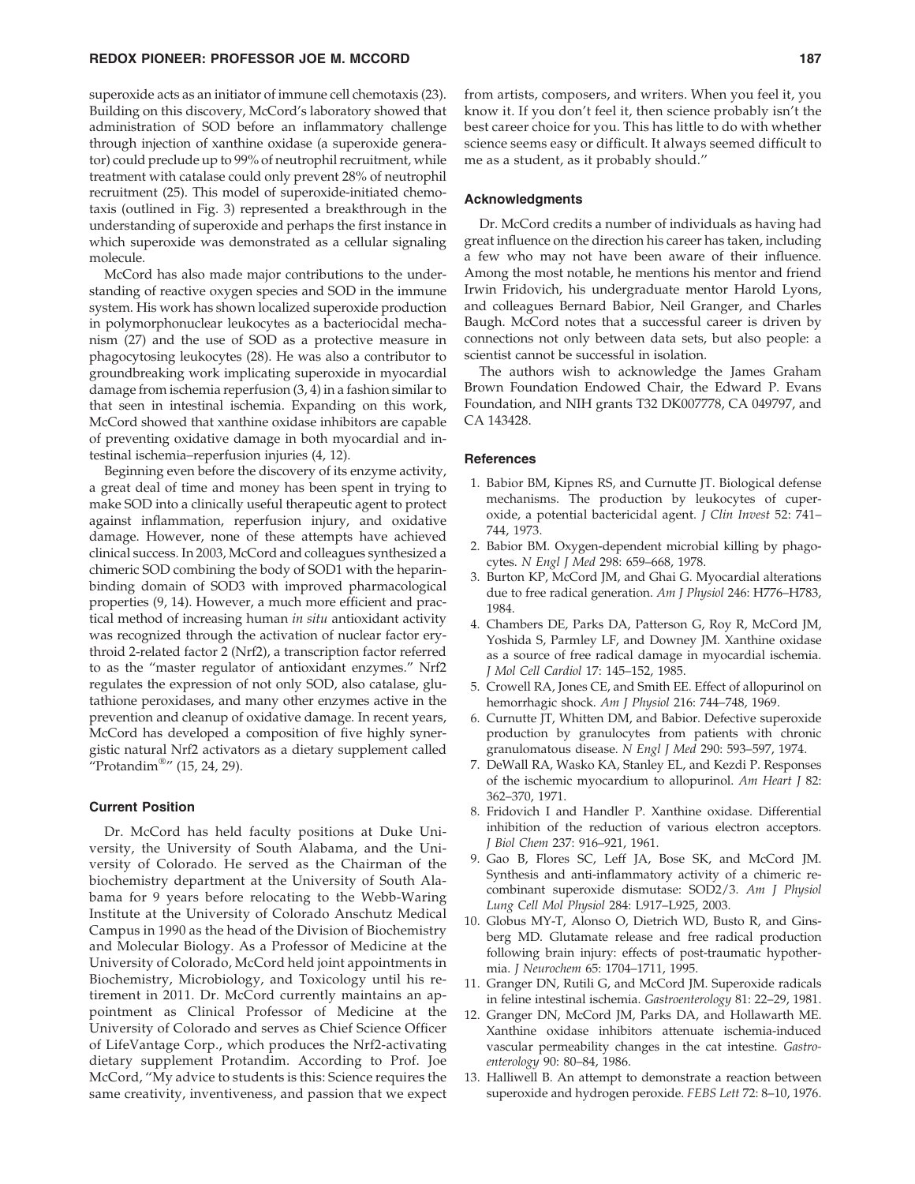superoxide acts as an initiator of immune cell chemotaxis (23). Building on this discovery, McCord's laboratory showed that administration of SOD before an inflammatory challenge through injection of xanthine oxidase (a superoxide generator) could preclude up to 99% of neutrophil recruitment, while treatment with catalase could only prevent 28% of neutrophil recruitment (25). This model of superoxide-initiated chemotaxis (outlined in Fig. 3) represented a breakthrough in the understanding of superoxide and perhaps the first instance in which superoxide was demonstrated as a cellular signaling molecule.

McCord has also made major contributions to the understanding of reactive oxygen species and SOD in the immune system. His work has shown localized superoxide production in polymorphonuclear leukocytes as a bacteriocidal mechanism (27) and the use of SOD as a protective measure in phagocytosing leukocytes (28). He was also a contributor to groundbreaking work implicating superoxide in myocardial damage from ischemia reperfusion (3, 4) in a fashion similar to that seen in intestinal ischemia. Expanding on this work, McCord showed that xanthine oxidase inhibitors are capable of preventing oxidative damage in both myocardial and intestinal ischemia–reperfusion injuries (4, 12).

Beginning even before the discovery of its enzyme activity, a great deal of time and money has been spent in trying to make SOD into a clinically useful therapeutic agent to protect against inflammation, reperfusion injury, and oxidative damage. However, none of these attempts have achieved clinical success. In 2003, McCord and colleagues synthesized a chimeric SOD combining the body of SOD1 with the heparin-binding domain of SOD3 with improved pharmacological properties (9, 14). However, a much more efficient and practical method of increasing human *in situ* antioxidant activity was recognized through the activation of nuclear factor erythroid 2-related factor 2 (Nrf2), a transcription factor referred to as the "master regulator of antioxidant enzymes." Nrf2 regulates the expression of not only SOD, also catalase, glutathione peroxidases, and many other enzymes active in the prevention and cleanup of oxidative damage. In recent years, McCord has developed a composition of five highly synergistic natural Nrf2 activators as a dietary supplement called "Protandim®" (15, 24, 29).

### Current Position

Dr. McCord has held faculty positions at Duke University, the University of South Alabama, and the University of Colorado. He served as the Chairman of the biochemistry department at the University of South Alabama for 9 years before relocating to the Webb-Waring Institute at the University of Colorado Anschutz Medical Campus in 1990 as the head of the Division of Biochemistry and Molecular Biology. As a Professor of Medicine at the University of Colorado, McCord held joint appointments in Biochemistry, Microbiology, and Toxicology until his retirement in 2011. Dr. McCord currently maintains an appointment as Clinical Professor of Medicine at the University of Colorado and serves as Chief Science Officer of LifeVantage Corp., which produces the Nrf2-activating dietary supplement Protandim. According to Prof. Joe McCord, "My advice to students is this: Science requires the same creativity, inventiveness, and passion that we expect from artists, composers, and writers. When you feel it, you know it. If you don't feel it, then science probably isn't the best career choice for you. This has little to do with whether science seems easy or difficult. It always seemed difficult to me as a student, as it probably should."

### Acknowledgments

Dr. McCord credits a number of individuals as having had great influence on the direction his career has taken, including a few who may not have been aware of their influence. Among the most notable, he mentions his mentor and friend Irwin Fridovich, his undergraduate mentor Harold Lyons, and colleagues Bernard Babior, Neil Granger, and Charles Baugh. McCord notes that a successful career is driven by connections not only between data sets, but also people: a scientist cannot be successful in isolation.

The authors wish to acknowledge the James Graham Brown Foundation Endowed Chair, the Edward P. Evans Foundation, and NIH grants T32 DK007778, CA 049797, and CA 143428.

### References

1. Babior BM, Kipnes RS, and Curnutte JT. Biological defense mechanisms. The production by leukocytes of cuperoxide, a potential bactericidal agent. *J Clin Invest* 52: 741–744, 1973.
2. Babior BM. Oxygen-dependent microbial killing by phagocytes. *N Engl J Med* 298: 659–668, 1978.
3. Burton KP, McCord JM, and Ghai G. Myocardial alterations due to free radical generation. *Am J Physiol* 246: H776–H783, 1984.
4. Chambers DE, Parks DA, Patterson G, Roy R, McCord JM, Yoshida S, Parmley LF, and Downey JM. Xanthine oxidase as a source of free radical damage in myocardial ischemia. *J Mol Cell Cardiol* 17: 145–152, 1985.
5. Crowell RA, Jones CE, and Smith EE. Effect of allopurinol on hemorrhagic shock. *Am J Physiol* 216: 744–748, 1969.
6. Curnutte JT, Whitten DM, and Babior. Defective superoxide production by granulocytes from patients with chronic granulomatous disease. *N Engl J Med* 290: 593–597, 1974.
7. DeWall RA, Wasko KA, Stanley EL, and Kezdi P. Responses of the ischemic myocardium to allopurinol. *Am Heart J* 82: 362–370, 1971.
8. Fridovich I and Handler P. Xanthine oxidase. Differential inhibition of the reduction of various electron acceptors. *J Biol Chem* 237: 916–921, 1961.
9. Gao B, Flores SC, Leff JA, Bose SK, and McCord JM. Synthesis and anti-inflammatory activity of a chimeric recombinant superoxide dismutase: SOD2/3. *Am J Physiol Lung Cell Mol Physiol* 284: L917–L925, 2003.
10. Globus MY-T, Alonso O, Dietrich WD, Busto R, and Ginsberg MD. Glutamate release and free radical production following brain injury: effects of post-traumatic hypothermia. *J Neurochem* 65: 1704–1711, 1995.
11. Granger DN, Rutili G, and McCord JM. Superoxide radicals in feline intestinal ischemia. *Gastroenterology* 81: 22–29, 1981.
12. Granger DN, McCord JM, Parks DA, and Hollawarth ME. Xanthine oxidase inhibitors attenuate ischemia-induced vascular permeability changes in the cat intestine. *Gastroenterology* 90: 80–84, 1986.
13. Halliwell B. An attempt to demonstrate a reaction between superoxide and hydrogen peroxide. *FEBS Lett* 72: 8–10, 1976.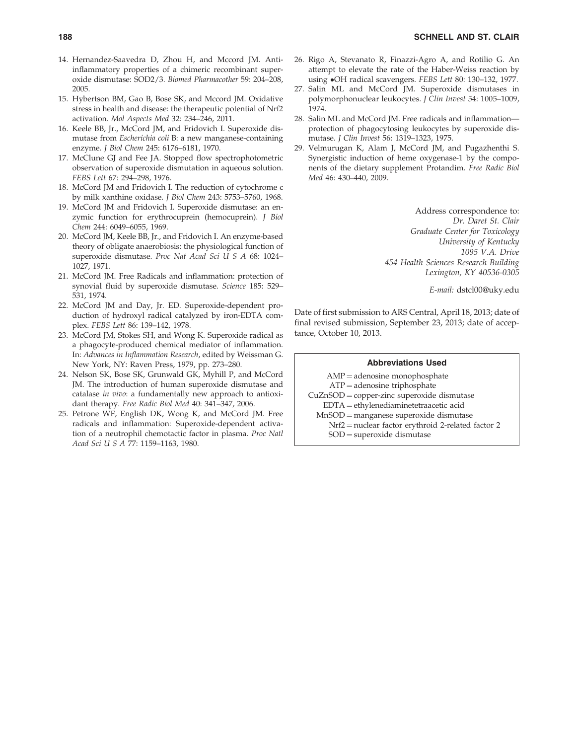14. Hernandez-Saavedra D, Zhou H, and Mccord JM. Anti-inflammatory properties of a chimeric recombinant superoxide dismutase: SOD2/3. *Biomed Pharmacother* 59: 204–208, 2005.
15. Hybertson BM, Gao B, Bose SK, and Mccord JM. Oxidative stress in health and disease: the therapeutic potential of Nrf2 activation. *Mol Aspects Med* 32: 234–246, 2011.
16. Keele BB, Jr., McCord JM, and Fridovich I. Superoxide dismutase from *Escherichia coli* B: a new manganese-containing enzyme. *J Biol Chem* 245: 6176–6181, 1970.
17. McClune GJ and Fee JA. Stopped flow spectrophotometric observation of superoxide dismutation in aqueous solution. *FEBS Lett* 67: 294–298, 1976.
18. McCord JM and Fridovich I. The reduction of cytochrome c by milk xanthine oxidase. *J Biol Chem* 243: 5753–5760, 1968.
19. McCord JM and Fridovich I. Superoxide dismutase: an enzymic function for erythrocuprein (hemocuprein). *J Biol Chem* 244: 6049–6055, 1969.
20. McCord JM, Keele BB, Jr., and Fridovich I. An enzyme-based theory of obligate anaerobiosis: the physiological function of superoxide dismutase. *Proc Nat Acad Sci U S A* 68: 1024–1027, 1971.
21. McCord JM. Free Radicals and inflammation: protection of synovial fluid by superoxide dismutase. *Science* 185: 529–531, 1974.
22. McCord JM and Day, Jr. ED. Superoxide-dependent production of hydroxyl radical catalyzed by iron-EDTA complex. *FEBS Lett* 86: 139–142, 1978.
23. McCord JM, Stokes SH, and Wong K. Superoxide radical as a phagocyte-produced chemical mediator of inflammation. In: *Advances in Inflammation Research*, edited by Weissman G. New York, NY: Raven Press, 1979, pp. 273–280.
24. Nelson SK, Bose SK, Grunwald GK, Myhill P, and McCord JM. The introduction of human superoxide dismutase and catalase *in vivo*: a fundamentally new approach to antioxidant therapy. *Free Radic Biol Med* 40: 341–347, 2006.
25. Petrone WF, English DK, Wong K, and McCord JM. Free radicals and inflammation: Superoxide-dependent activation of a neutrophil chemotactic factor in plasma. *Proc Natl Acad Sci U S A* 77: 1159–1163, 1980.
26. Rigo A, Stevanato R, Finazzi-Agro A, and Rotilio G. An attempt to elevate the rate of the Haber-Weiss reaction by using •OH radical scavengers. *FEBS Lett* 80: 130–132, 1977.
27. Salin ML and McCord JM. Superoxide dismutases in polymorphonuclear leukocytes. *J Clin Invest* 54: 1005–1009, 1974.
28. Salin ML and McCord JM. Free radicals and inflammation—protection of phagocytosing leukocytes by superoxide dismutase. *J Clin Invest* 56: 1319–1323, 1975.
29. Velmurugan K, Alam J, McCord JM, and Pugazhenthi S. Synergistic induction of heme oxygenase-1 by the components of the dietary supplement Protandim. *Free Radic Biol Med* 46: 430–440, 2009.

Address correspondence to:
*Dr. Daret St. Clair*
*Graduate Center for Toxicology*
*University of Kentucky*
*1095 V.A. Drive*
*454 Health Sciences Research Building*
*Lexington, KY 40536-0305*

*E-mail:* dstcl00@uky.edu

Date of first submission to ARS Central, April 18, 2013; date of final revised submission, September 23, 2013; date of acceptance, October 10, 2013.

**Abbreviations Used**

AMP = adenosine monophosphate
ATP = adenosine triphosphate
CuZnSOD = copper-zinc superoxide dismutase
EDTA = ethylenediaminetetraacetic acid
MnSOD = manganese superoxide dismutase
Nrf2 = nuclear factor erythroid 2-related factor 2
SOD = superoxide dismutase